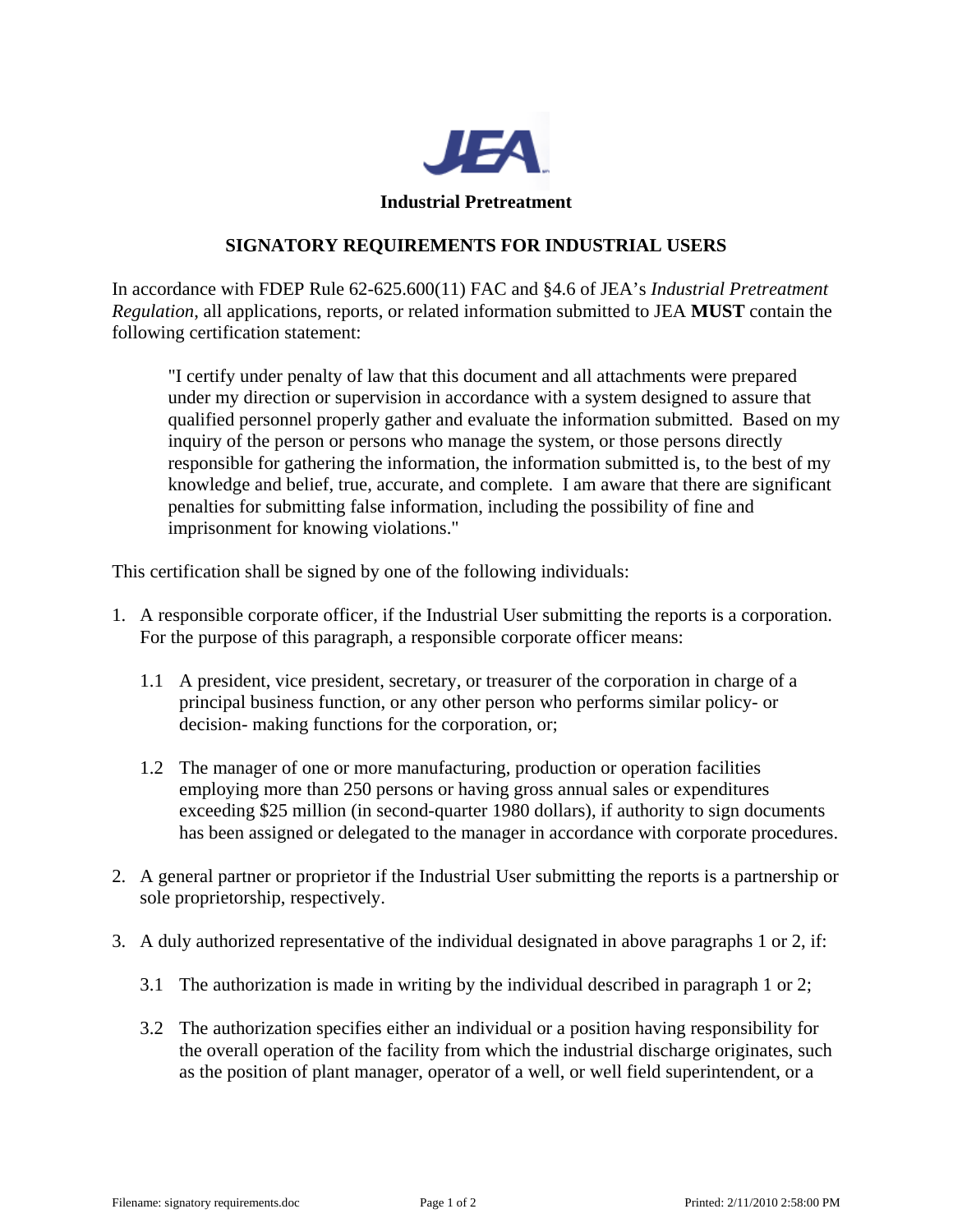JEA

**Industrial Pretreatment**

## SIGNATORY REQUIREMENTS FOR INDUSTRIAL USERS

In accordance with FDEP Rule 62-625.600(11) FAC and §4.6 of JEA's *Industrial Pretreatment Regulation*, all applications, reports, or related information submitted to JEA **MUST** contain the following certification statement:

> "I certify under penalty of law that this document and all attachments were prepared under my direction or supervision in accordance with a system designed to assure that qualified personnel properly gather and evaluate the information submitted. Based on my inquiry of the person or persons who manage the system, or those persons directly responsible for gathering the information, the information submitted is, to the best of my knowledge and belief, true, accurate, and complete. I am aware that there are significant penalties for submitting false information, including the possibility of fine and imprisonment for knowing violations."

This certification shall be signed by one of the following individuals:

1. A responsible corporate officer, if the Industrial User submitting the reports is a corporation. For the purpose of this paragraph, a responsible corporate officer means:

   1.1 A president, vice president, secretary, or treasurer of the corporation in charge of a principal business function, or any other person who performs similar policy- or decision- making functions for the corporation, or;

   1.2 The manager of one or more manufacturing, production or operation facilities employing more than 250 persons or having gross annual sales or expenditures exceeding $25 million (in second-quarter 1980 dollars), if authority to sign documents has been assigned or delegated to the manager in accordance with corporate procedures.

2. A general partner or proprietor if the Industrial User submitting the reports is a partnership or sole proprietorship, respectively.

3. A duly authorized representative of the individual designated in above paragraphs 1 or 2, if:

   3.1 The authorization is made in writing by the individual described in paragraph 1 or 2;

   3.2 The authorization specifies either an individual or a position having responsibility for the overall operation of the facility from which the industrial discharge originates, such as the position of plant manager, operator of a well, or well field superintendent, or a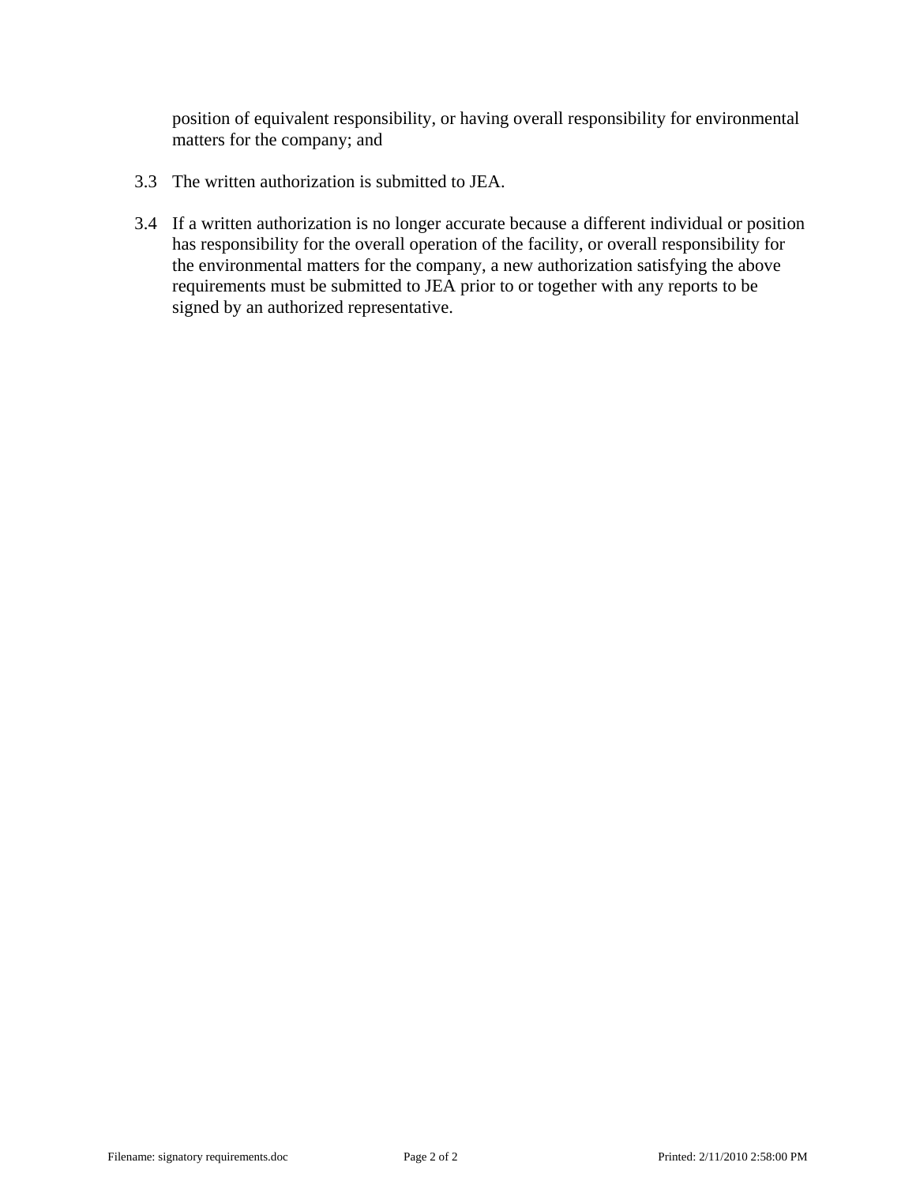position of equivalent responsibility, or having overall responsibility for environmental matters for the company; and

3.3 The written authorization is submitted to JEA.

3.4 If a written authorization is no longer accurate because a different individual or position has responsibility for the overall operation of the facility, or overall responsibility for the environmental matters for the company, a new authorization satisfying the above requirements must be submitted to JEA prior to or together with any reports to be signed by an authorized representative.